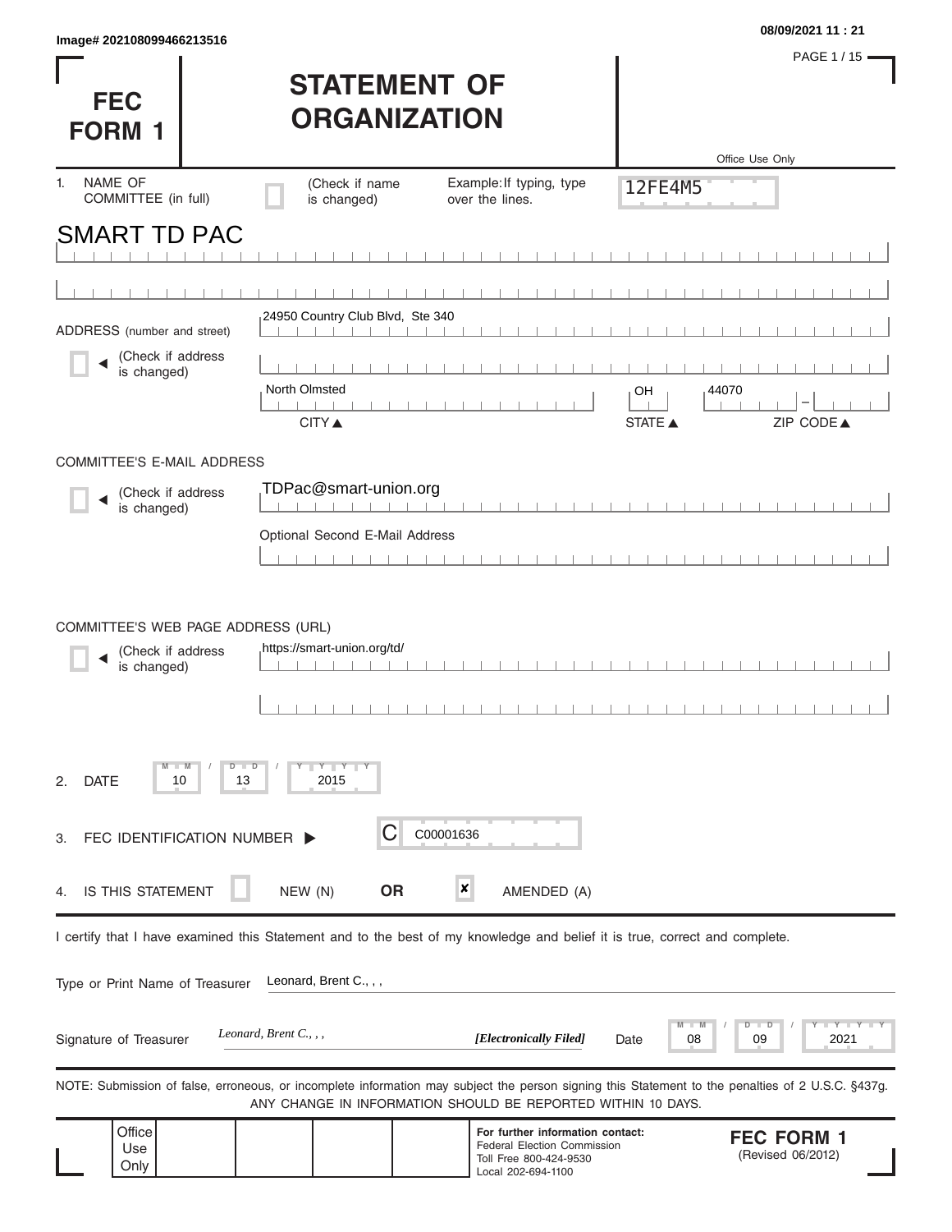Image# 202108099466213516

08/09/2021 11 : 21

# FEC FORM 1

# STATEMENT OF ORGANIZATION

Office Use Only

12FE4M5

1. NAME OF COMMITTEE (in full) (Check if name is changed) Example: If typing, type over the lines.

SMART TD PAC

ADDRESS (number and street) (Check if address is changed)

24950 Country Club Blvd, Ste 340

North Olmsted | OH | 44070

CITY ▲ STATE ▲ ZIP CODE ▲

COMMITTEE'S E-MAIL ADDRESS

(Check if address is changed)

TDPac@smart-union.org

Optional Second E-Mail Address

COMMITTEE'S WEB PAGE ADDRESS (URL)

(Check if address is changed)

https://smart-union.org/td/

2. DATE 10 / 13 / 2015

3. FEC IDENTIFICATION NUMBER ▶ C C00001636

4. IS THIS STATEMENT NEW (N) **OR** ☒ AMENDED (A)

I certify that I have examined this Statement and to the best of my knowledge and belief it is true, correct and complete.

Type or Print Name of Treasurer: Leonard, Brent C., , ,

Signature of Treasurer: *Leonard, Brent C., , ,* *[Electronically Filed]* Date 08 / 09 / 2021

NOTE: Submission of false, erroneous, or incomplete information may subject the person signing this Statement to the penalties of 2 U.S.C. §437g. ANY CHANGE IN INFORMATION SHOULD BE REPORTED WITHIN 10 DAYS.

Office Use Only

**For further information contact:**
Federal Election Commission
Toll Free 800-424-9530
Local 202-694-1100

**FEC FORM 1**
(Revised 06/2012)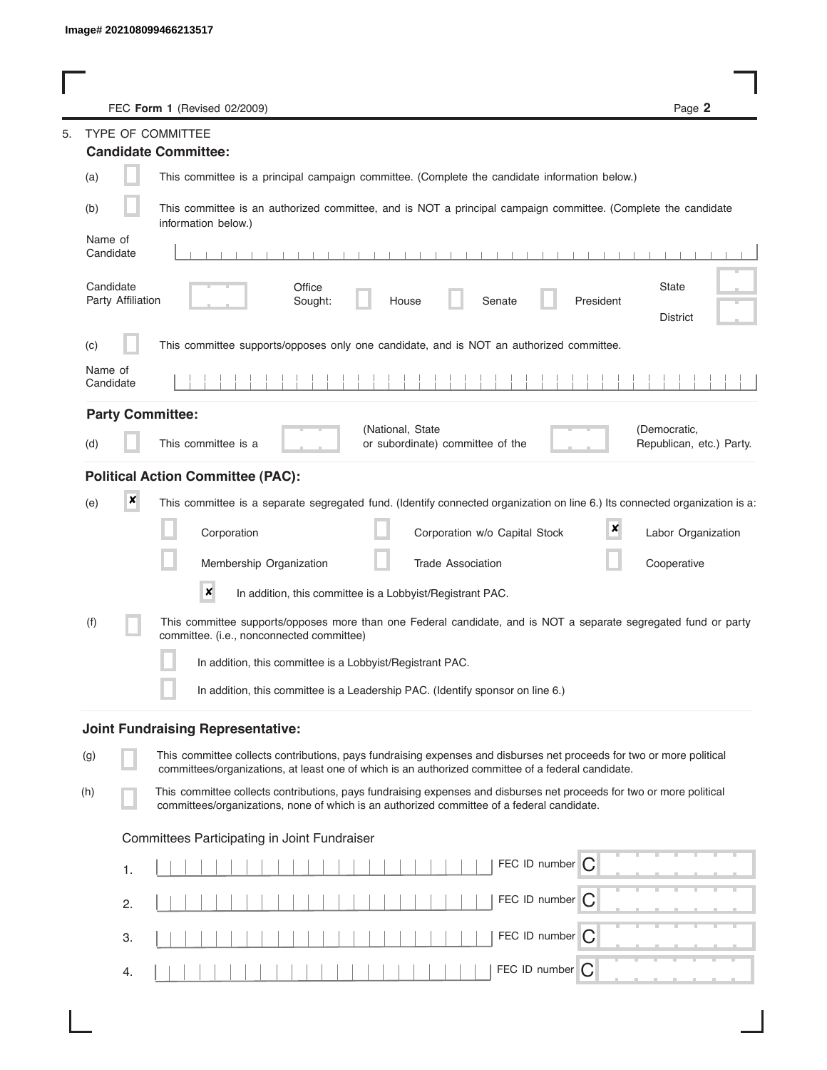FEC **Form 1** (Revised 02/2009)

5. TYPE OF COMMITTEE

**Candidate Committee:**

(a) [ ] This committee is a principal campaign committee. (Complete the candidate information below.)

(b) [ ] This committee is an authorized committee, and is NOT a principal campaign committee. (Complete the candidate information below.)

Name of Candidate

Candidate Party Affiliation

Office Sought: [ ] House [ ] Senate [ ] President

State

District

(c) [ ] This committee supports/opposes only one candidate, and is NOT an authorized committee.

Name of Candidate

**Party Committee:**

(d) [ ] This committee is a (National, State or subordinate) committee of the (Democratic, Republican, etc.) Party.

**Political Action Committee (PAC):**

(e) [x] This committee is a separate segregated fund. (Identify connected organization on line 6.) Its connected organization is a:

[ ] Corporation [ ] Corporation w/o Capital Stock [x] Labor Organization

[ ] Membership Organization [ ] Trade Association [ ] Cooperative

[x] In addition, this committee is a Lobbyist/Registrant PAC.

(f) [ ] This committee supports/opposes more than one Federal candidate, and is NOT a separate segregated fund or party committee. (i.e., nonconnected committee)

[ ] In addition, this committee is a Lobbyist/Registrant PAC.

[ ] In addition, this committee is a Leadership PAC. (Identify sponsor on line 6.)

**Joint Fundraising Representative:**

(g) [ ] This committee collects contributions, pays fundraising expenses and disburses net proceeds for two or more political committees/organizations, at least one of which is an authorized committee of a federal candidate.

(h) [ ] This committee collects contributions, pays fundraising expenses and disburses net proceeds for two or more political committees/organizations, none of which is an authorized committee of a federal candidate.

Committees Participating in Joint Fundraiser

1. FEC ID number C

2. FEC ID number C

3. FEC ID number C

4. FEC ID number C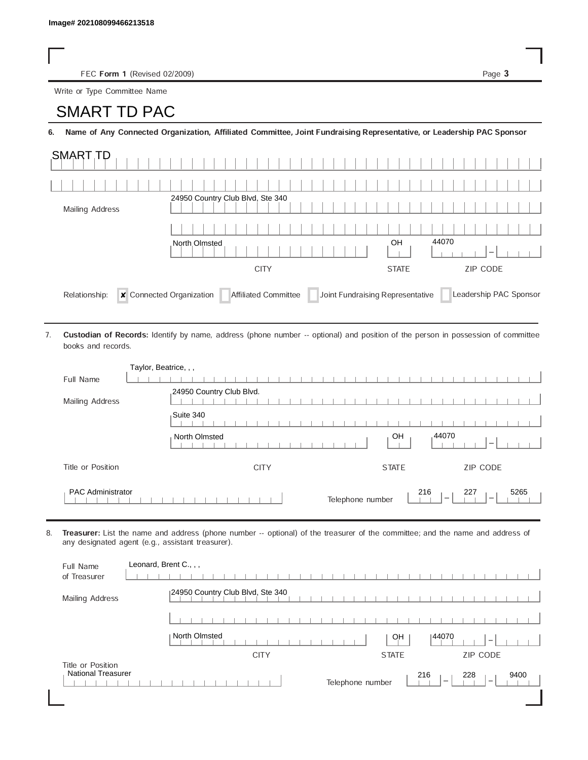Image# 202108099466213518

FEC **Form 1** (Revised 02/2009)

Write or Type Committee Name

# SMART TD PAC

**6. Name of Any Connected Organization, Affiliated Committee, Joint Fundraising Representative, or Leadership PAC Sponsor**

SMART TD

Mailing Address: 24950 Country Club Blvd, Ste 340

| CITY | STATE | ZIP CODE |
|---|---|---|
| North Olmsted | OH | 44070 |

Relationship: ☒ Connected Organization ☐ Affiliated Committee ☐ Joint Fundraising Representative ☐ Leadership PAC Sponsor

7. **Custodian of Records:** Identify by name, address (phone number -- optional) and position of the person in possession of committee books and records.

Full Name: Taylor, Beatrice, , ,

Mailing Address: 24950 Country Club Blvd.
Suite 340

| CITY | STATE | ZIP CODE |
|---|---|---|
| North Olmsted | OH | 44070 |

Title or Position: PAC Administrator

Telephone number: 216 – 227 – 5265

8. **Treasurer:** List the name and address (phone number -- optional) of the treasurer of the committee; and the name and address of any designated agent (e.g., assistant treasurer).

Full Name of Treasurer: Leonard, Brent C., , ,

Mailing Address: 24950 Country Club Blvd, Ste 340

| CITY | STATE | ZIP CODE |
|---|---|---|
| North Olmsted | OH | 44070 |

Title or Position: National Treasurer

Telephone number: 216 – 228 – 9400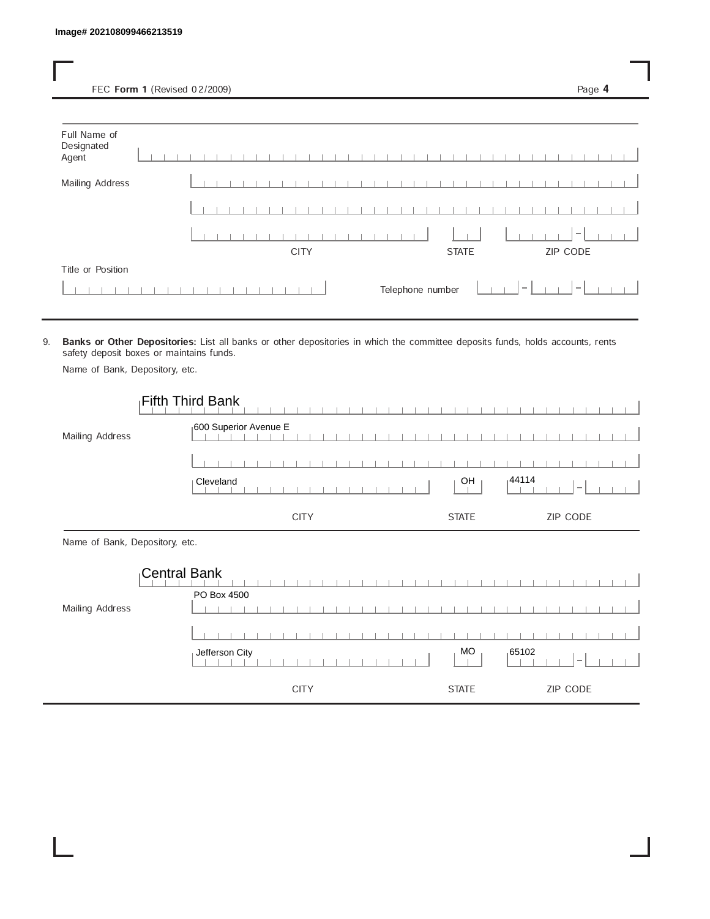Image# 202108099466213519

FEC **Form 1** (Revised 02/2009)

Full Name of Designated Agent:

Mailing Address:

CITY | STATE | ZIP CODE

Title or Position:

Telephone number:

9. **Banks or Other Depositories:** List all banks or other depositories in which the committee deposits funds, holds accounts, rents safety deposit boxes or maintains funds.

Name of Bank, Depository, etc.

Fifth Third Bank

Mailing Address: 600 Superior Avenue E

| CITY | STATE | ZIP CODE |
|---|---|---|
| Cleveland | OH | 44114 |

Name of Bank, Depository, etc.

Central Bank

Mailing Address: PO Box 4500

| CITY | STATE | ZIP CODE |
|---|---|---|
| Jefferson City | MO | 65102 |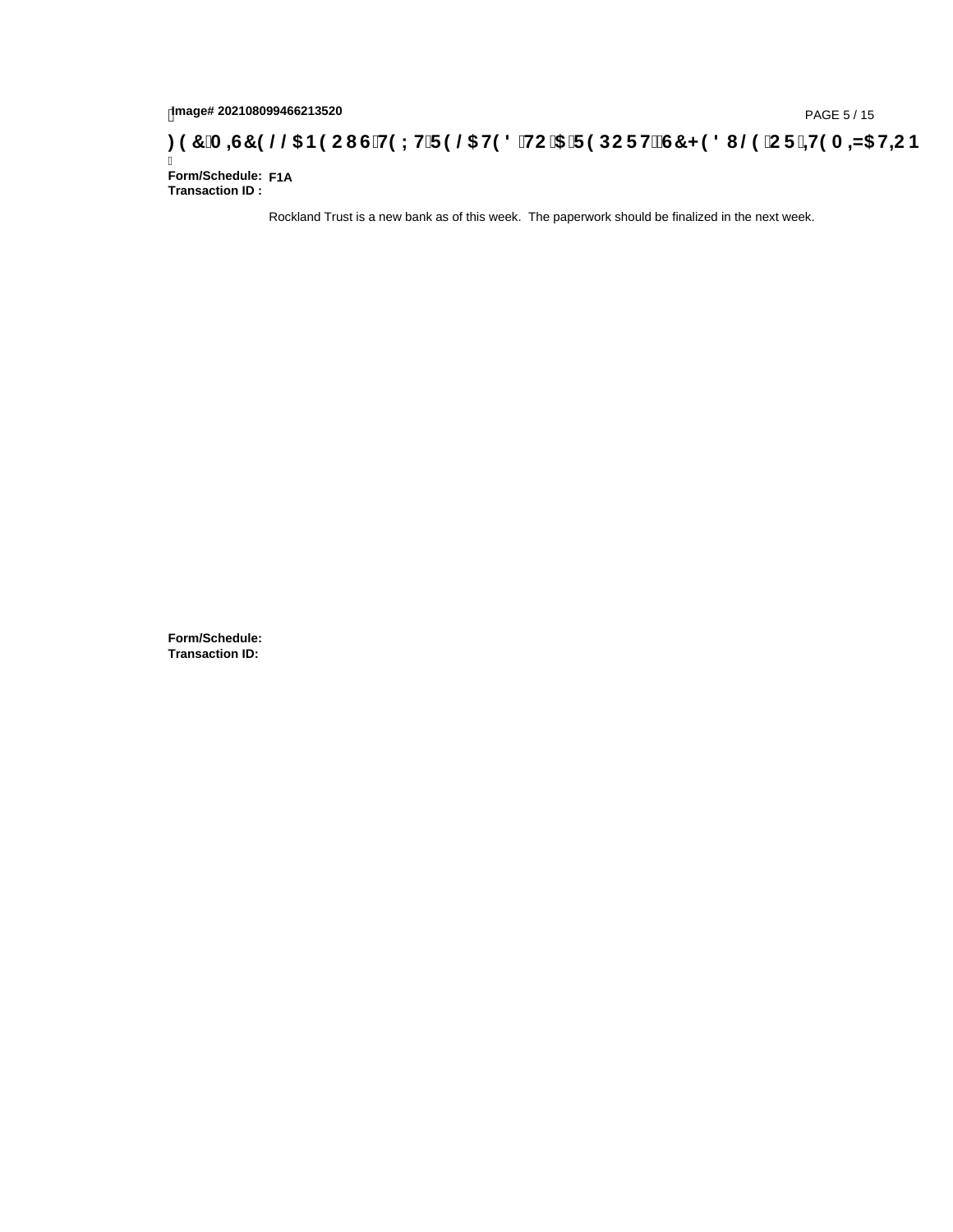# FEC MISCELLANEOUS TEXT RELATED TO A REPORT, SCHEDULE OR ITEMIZATION

**Form/Schedule:** F1A
**Transaction ID :**

Rockland Trust is a new bank as of this week. The paperwork should be finalized in the next week.

**Form/Schedule:**
**Transaction ID:**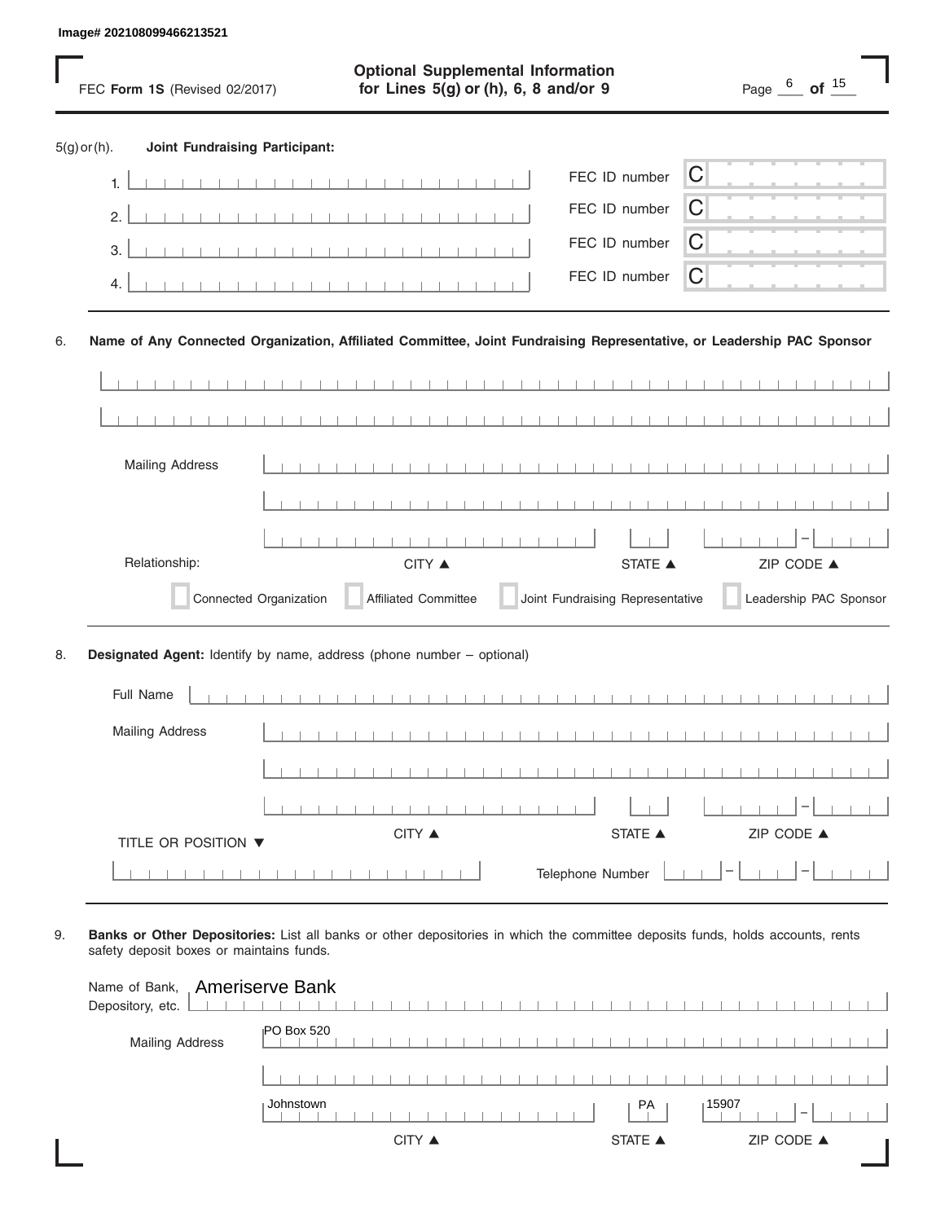Image# 202108099466213521

FEC **Form 1S** (Revised 02/2017)

**Optional Supplemental Information for Lines 5(g) or (h), 6, 8 and/or 9**

5(g) or (h). **Joint Fundraising Participant:**

1. FEC ID number C
2. FEC ID number C
3. FEC ID number C
4. FEC ID number C

6. **Name of Any Connected Organization, Affiliated Committee, Joint Fundraising Representative, or Leadership PAC Sponsor**

Mailing Address

CITY ▲ STATE ▲ ZIP CODE ▲

Relationship:

- [ ] Connected Organization
- [ ] Affiliated Committee
- [ ] Joint Fundraising Representative
- [ ] Leadership PAC Sponsor

8. **Designated Agent:** Identify by name, address (phone number – optional)

Full Name

Mailing Address

CITY ▲ STATE ▲ ZIP CODE ▲

TITLE OR POSITION ▼

Telephone Number

9. **Banks or Other Depositories:** List all banks or other depositories in which the committee deposits funds, holds accounts, rents safety deposit boxes or maintains funds.

Name of Bank, Depository, etc.: Ameriserve Bank

Mailing Address: PO Box 520

Johnstown PA 15907

CITY ▲ STATE ▲ ZIP CODE ▲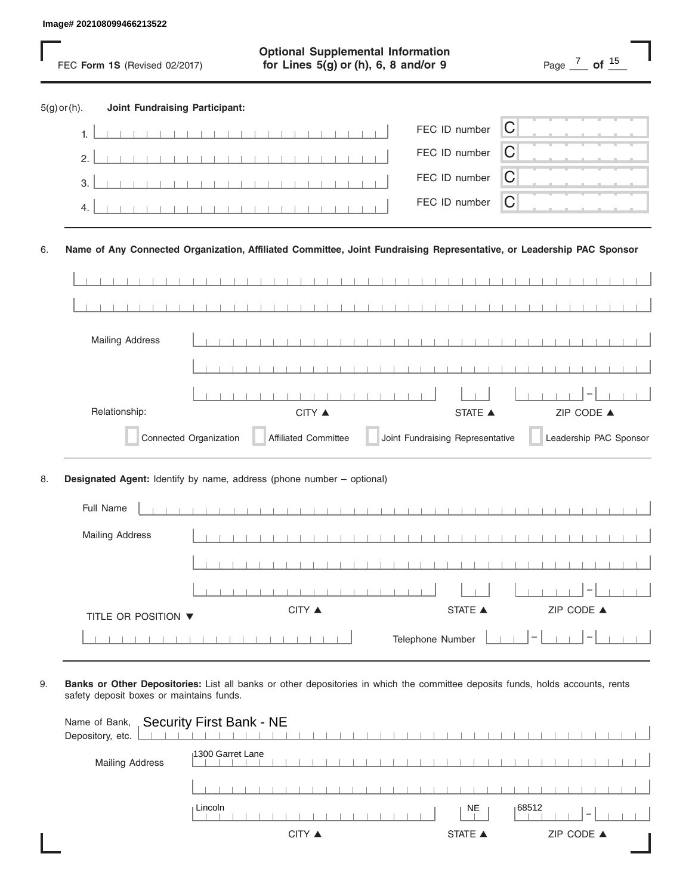Image# 202108099466213522

FEC **Form 1S** (Revised 02/2017)

**Optional Supplemental Information for Lines 5(g) or (h), 6, 8 and/or 9**

5(g) or (h). **Joint Fundraising Participant:**

1. FEC ID number C
2. FEC ID number C
3. FEC ID number C
4. FEC ID number C

6. **Name of Any Connected Organization, Affiliated Committee, Joint Fundraising Representative, or Leadership PAC Sponsor**

Mailing Address

CITY ▲ STATE ▲ ZIP CODE ▲

Relationship:

Connected Organization | Affiliated Committee | Joint Fundraising Representative | Leadership PAC Sponsor

8. **Designated Agent:** Identify by name, address (phone number – optional)

Full Name

Mailing Address

CITY ▲ STATE ▲ ZIP CODE ▲

TITLE OR POSITION ▼

Telephone Number

9. **Banks or Other Depositories:** List all banks or other depositories in which the committee deposits funds, holds accounts, rents safety deposit boxes or maintains funds.

Name of Bank, Depository, etc. Security First Bank - NE

Mailing Address 1300 Garret Lane

Lincoln NE 68512

CITY ▲ STATE ▲ ZIP CODE ▲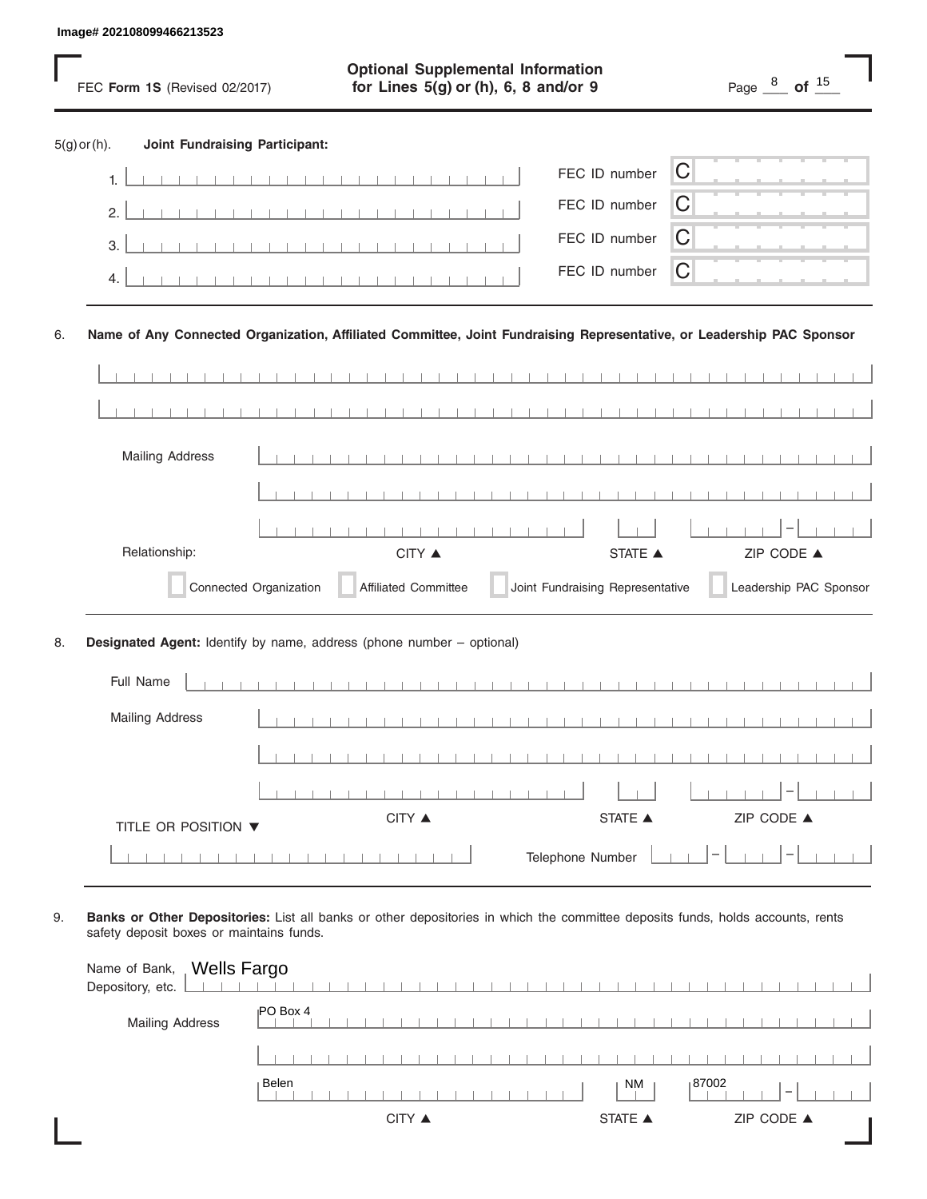Image# 202108099466213523

FEC **Form 1S** (Revised 02/2017)

**Optional Supplemental Information for Lines 5(g) or (h), 6, 8 and/or 9**

5(g) or (h). **Joint Fundraising Participant:**

1. FEC ID number C
2. FEC ID number C
3. FEC ID number C
4. FEC ID number C

6. **Name of Any Connected Organization, Affiliated Committee, Joint Fundraising Representative, or Leadership PAC Sponsor**

Mailing Address

CITY ▲ STATE ▲ ZIP CODE ▲

Relationship:

- Connected Organization
- Affiliated Committee
- Joint Fundraising Representative
- Leadership PAC Sponsor

8. **Designated Agent:** Identify by name, address (phone number – optional)

Full Name

Mailing Address

CITY ▲ STATE ▲ ZIP CODE ▲

TITLE OR POSITION ▼

Telephone Number

9. **Banks or Other Depositories:** List all banks or other depositories in which the committee deposits funds, holds accounts, rents safety deposit boxes or maintains funds.

Name of Bank, Depository, etc.: Wells Fargo

Mailing Address: PO Box 4

Belen, NM 87002

CITY ▲ STATE ▲ ZIP CODE ▲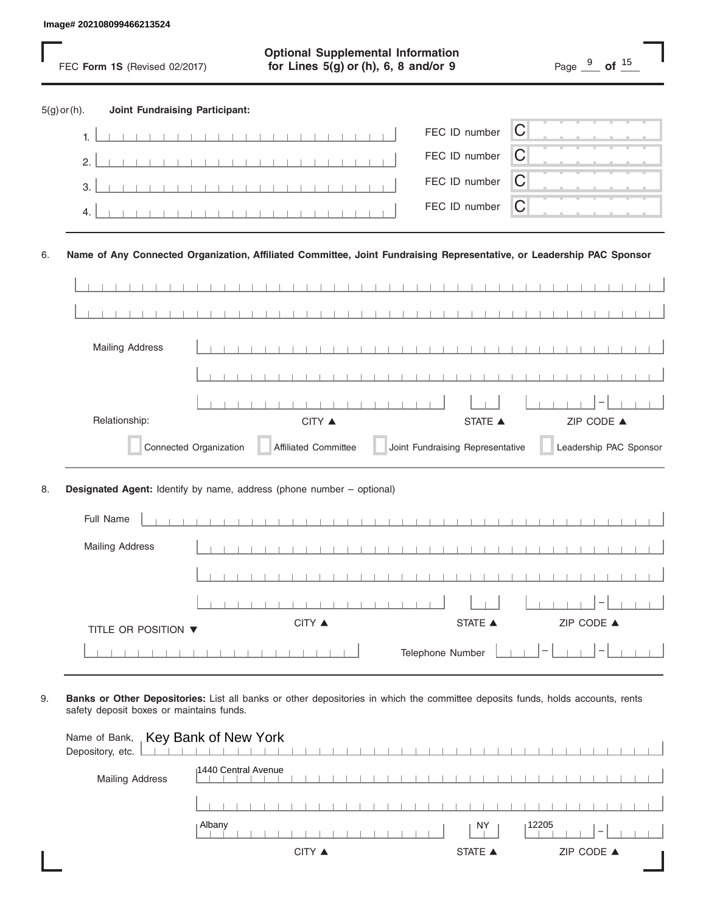Image# 202108099466213524

FEC **Form 1S** (Revised 02/2017)

**Optional Supplemental Information for Lines 5(g) or (h), 6, 8 and/or 9**

5(g) or (h). **Joint Fundraising Participant:**

1. FEC ID number C
2. FEC ID number C
3. FEC ID number C
4. FEC ID number C

6. **Name of Any Connected Organization, Affiliated Committee, Joint Fundraising Representative, or Leadership PAC Sponsor**

Mailing Address

CITY ▲ STATE ▲ ZIP CODE ▲

Relationship:

Connected Organization | Affiliated Committee | Joint Fundraising Representative | Leadership PAC Sponsor

8. **Designated Agent:** Identify by name, address (phone number – optional)

Full Name

Mailing Address

CITY ▲ STATE ▲ ZIP CODE ▲

TITLE OR POSITION ▼

Telephone Number

9. **Banks or Other Depositories:** List all banks or other depositories in which the committee deposits funds, holds accounts, rents safety deposit boxes or maintains funds.

Name of Bank, Depository, etc. Key Bank of New York

Mailing Address 1440 Central Avenue

Albany NY 12205

CITY ▲ STATE ▲ ZIP CODE ▲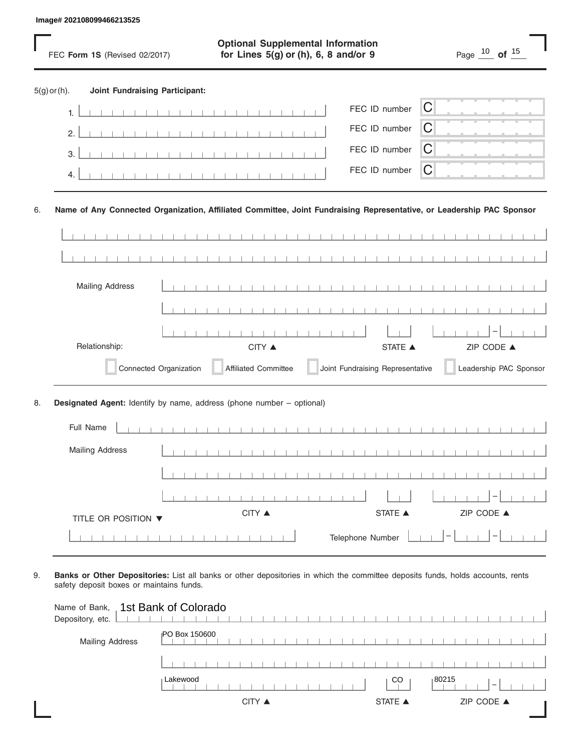Image# 202108099466213525

FEC **Form 1S** (Revised 02/2017)

## Optional Supplemental Information for Lines 5(g) or (h), 6, 8 and/or 9

5(g) or (h). **Joint Fundraising Participant:**

1. FEC ID number C
2. FEC ID number C
3. FEC ID number C
4. FEC ID number C

6. **Name of Any Connected Organization, Affiliated Committee, Joint Fundraising Representative, or Leadership PAC Sponsor**

Mailing Address

CITY ▲ STATE ▲ ZIP CODE ▲

Relationship:

- [ ] Connected Organization
- [ ] Affiliated Committee
- [ ] Joint Fundraising Representative
- [ ] Leadership PAC Sponsor

8. **Designated Agent:** Identify by name, address (phone number – optional)

Full Name

Mailing Address

CITY ▲ STATE ▲ ZIP CODE ▲

TITLE OR POSITION ▼

Telephone Number

9. **Banks or Other Depositories:** List all banks or other depositories in which the committee deposits funds, holds accounts, rents safety deposit boxes or maintains funds.

Name of Bank, Depository, etc. 1st Bank of Colorado

Mailing Address PO Box 150600

Lakewood CO 80215

CITY ▲ STATE ▲ ZIP CODE ▲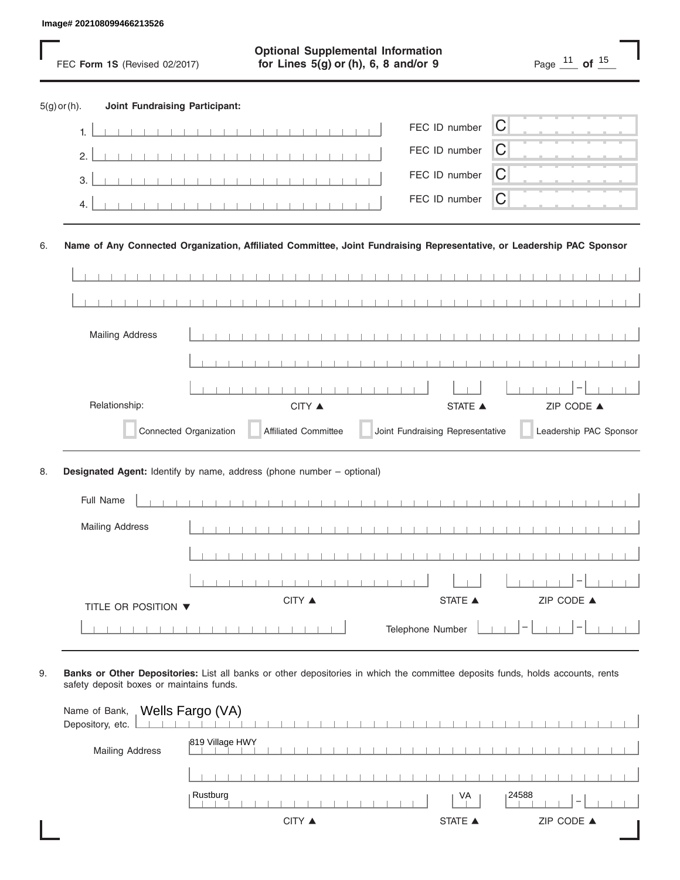Image# 202108099466213526

FEC **Form 1S** (Revised 02/2017)

**Optional Supplemental Information for Lines 5(g) or (h), 6, 8 and/or 9**

5(g) or (h). **Joint Fundraising Participant:**

1. FEC ID number C
2. FEC ID number C
3. FEC ID number C
4. FEC ID number C

6. **Name of Any Connected Organization, Affiliated Committee, Joint Fundraising Representative, or Leadership PAC Sponsor**

Mailing Address

CITY ▲ STATE ▲ ZIP CODE ▲

Relationship:

Connected Organization  Affiliated Committee  Joint Fundraising Representative  Leadership PAC Sponsor

8. **Designated Agent:** Identify by name, address (phone number – optional)

Full Name

Mailing Address

CITY ▲ STATE ▲ ZIP CODE ▲

TITLE OR POSITION ▼

Telephone Number

9. **Banks or Other Depositories:** List all banks or other depositories in which the committee deposits funds, holds accounts, rents safety deposit boxes or maintains funds.

Name of Bank, Depository, etc. Wells Fargo (VA)

Mailing Address 819 Village HWY

Rustburg VA 24588

CITY ▲ STATE ▲ ZIP CODE ▲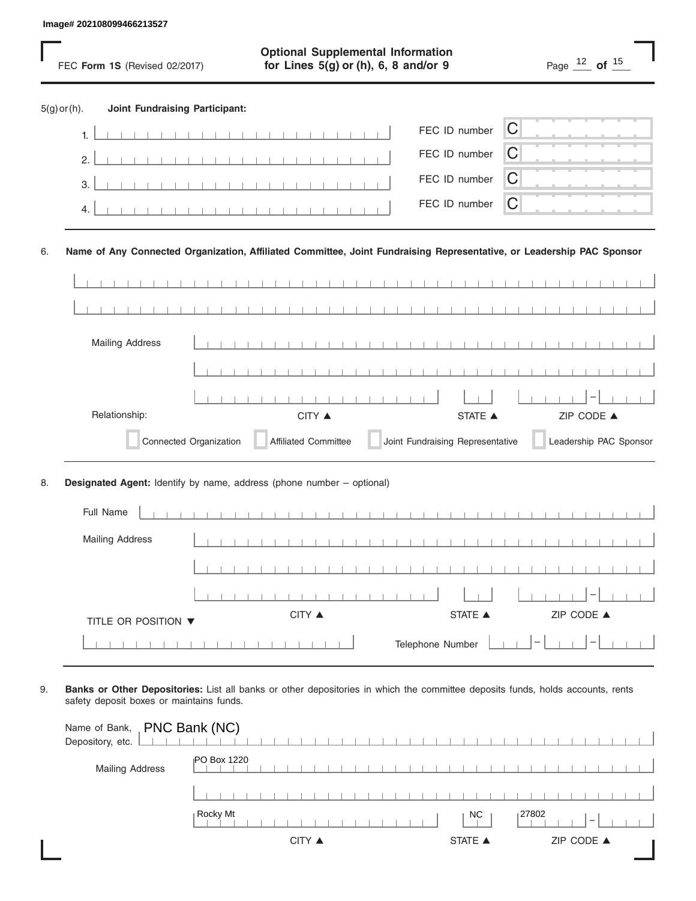Image# 202108099466213527

FEC **Form 1S** (Revised 02/2017)

**Optional Supplemental Information for Lines 5(g) or (h), 6, 8 and/or 9**

5(g) or (h). **Joint Fundraising Participant:**

1. FEC ID number C
2. FEC ID number C
3. FEC ID number C
4. FEC ID number C

6. **Name of Any Connected Organization, Affiliated Committee, Joint Fundraising Representative, or Leadership PAC Sponsor**

Mailing Address

CITY ▲ STATE ▲ ZIP CODE ▲

Relationship:

- Connected Organization
- Affiliated Committee
- Joint Fundraising Representative
- Leadership PAC Sponsor

8. **Designated Agent:** Identify by name, address (phone number – optional)

Full Name

Mailing Address

CITY ▲ STATE ▲ ZIP CODE ▲

TITLE OR POSITION ▼

Telephone Number

9. **Banks or Other Depositories:** List all banks or other depositories in which the committee deposits funds, holds accounts, rents safety deposit boxes or maintains funds.

Name of Bank, Depository, etc. PNC Bank (NC)

Mailing Address PO Box 1220

Rocky Mt NC 27802

CITY ▲ STATE ▲ ZIP CODE ▲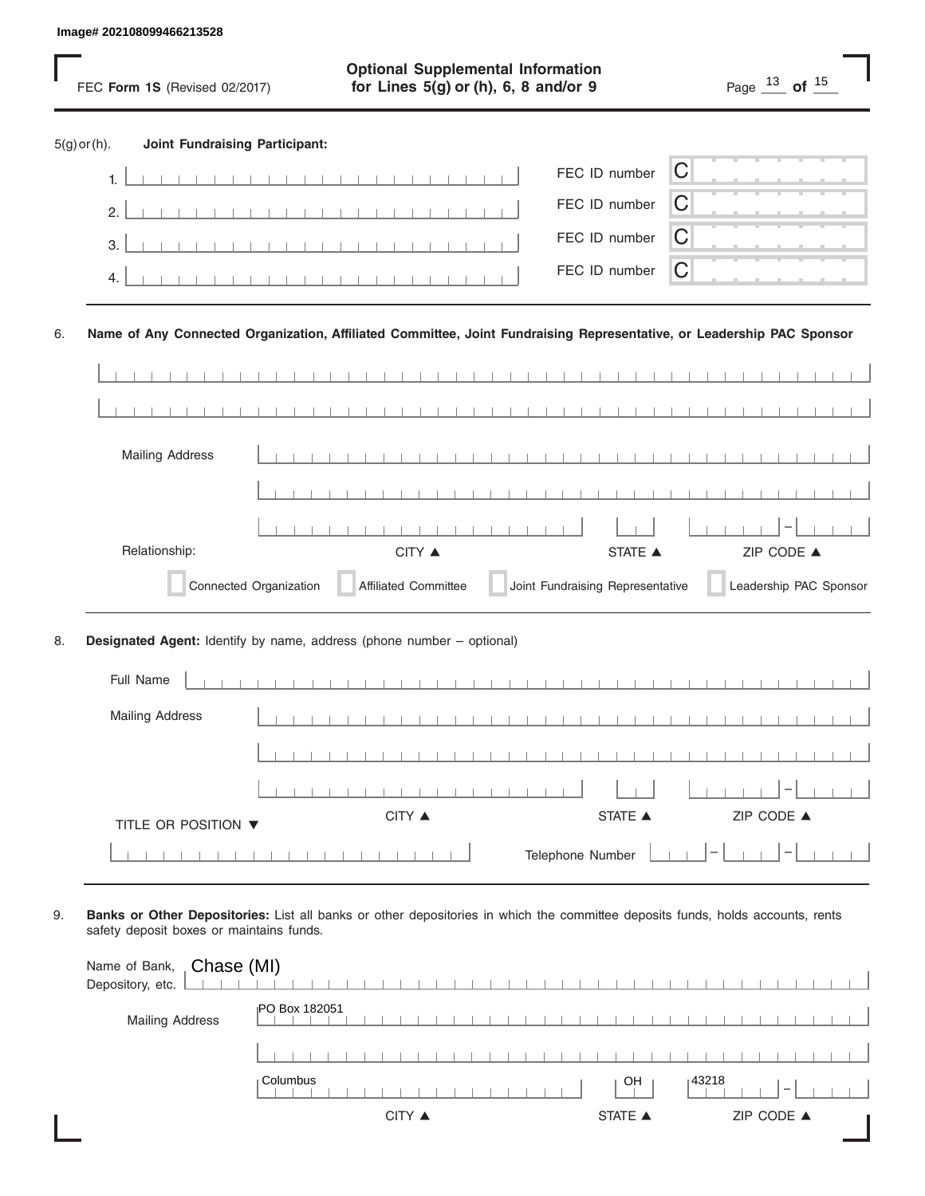Image# 202108099466213528

FEC **Form 1S** (Revised 02/2017)

**Optional Supplemental Information for Lines 5(g) or (h), 6, 8 and/or 9**

5(g) or (h). **Joint Fundraising Participant:**

1. FEC ID number C
2. FEC ID number C
3. FEC ID number C
4. FEC ID number C

6. **Name of Any Connected Organization, Affiliated Committee, Joint Fundraising Representative, or Leadership PAC Sponsor**

Mailing Address

CITY ▲ STATE ▲ ZIP CODE ▲

Relationship:

- Connected Organization
- Affiliated Committee
- Joint Fundraising Representative
- Leadership PAC Sponsor

8. **Designated Agent:** Identify by name, address (phone number – optional)

Full Name

Mailing Address

CITY ▲ STATE ▲ ZIP CODE ▲

TITLE OR POSITION ▼

Telephone Number

9. **Banks or Other Depositories:** List all banks or other depositories in which the committee deposits funds, holds accounts, rents safety deposit boxes or maintains funds.

Name of Bank, Depository, etc. Chase (MI)

Mailing Address PO Box 182051

Columbus OH 43218

CITY ▲ STATE ▲ ZIP CODE ▲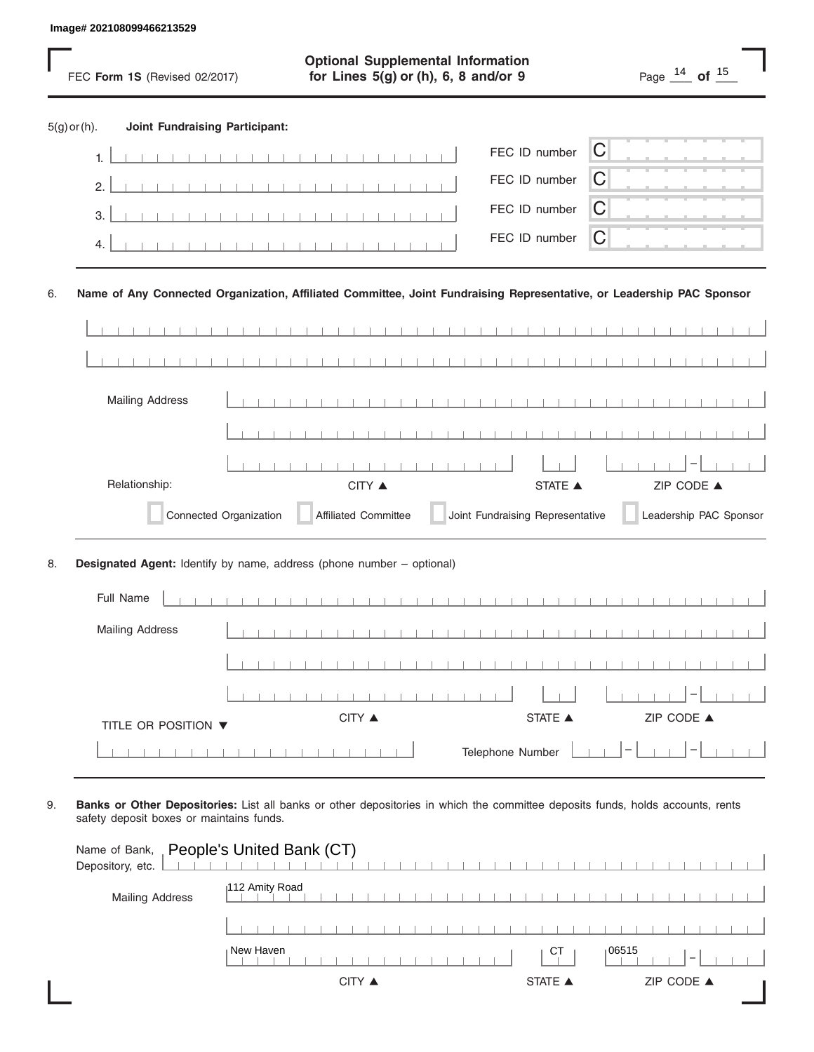Image# 202108099466213529

FEC **Form 1S** (Revised 02/2017)

## Optional Supplemental Information for Lines 5(g) or (h), 6, 8 and/or 9

5(g) or (h). **Joint Fundraising Participant:**

1. FEC ID number C
2. FEC ID number C
3. FEC ID number C
4. FEC ID number C

6. **Name of Any Connected Organization, Affiliated Committee, Joint Fundraising Representative, or Leadership PAC Sponsor**

Mailing Address

CITY ▲ STATE ▲ ZIP CODE ▲

Relationship:

- Connected Organization
- Affiliated Committee
- Joint Fundraising Representative
- Leadership PAC Sponsor

8. **Designated Agent:** Identify by name, address (phone number – optional)

Full Name

Mailing Address

CITY ▲ STATE ▲ ZIP CODE ▲

TITLE OR POSITION ▼

Telephone Number

9. **Banks or Other Depositories:** List all banks or other depositories in which the committee deposits funds, holds accounts, rents safety deposit boxes or maintains funds.

Name of Bank, Depository, etc. People's United Bank (CT)

Mailing Address 112 Amity Road

New Haven CT 06515

CITY ▲ STATE ▲ ZIP CODE ▲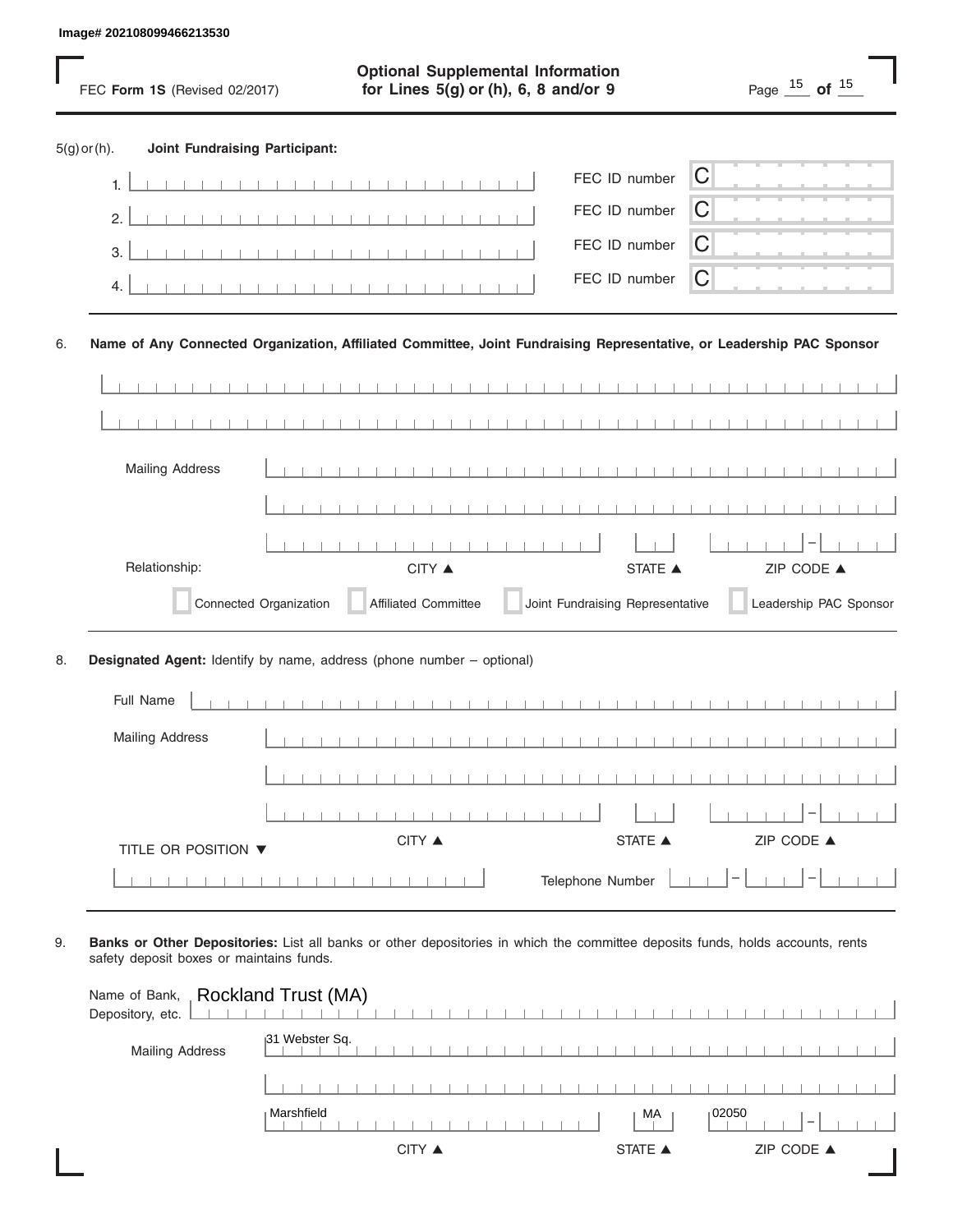Image# 202108099466213530

FEC **Form 1S** (Revised 02/2017)

## Optional Supplemental Information for Lines 5(g) or (h), 6, 8 and/or 9

5(g) or (h). **Joint Fundraising Participant:**

1. FEC ID number C
2. FEC ID number C
3. FEC ID number C
4. FEC ID number C

6. **Name of Any Connected Organization, Affiliated Committee, Joint Fundraising Representative, or Leadership PAC Sponsor**

Mailing Address

CITY ▲ STATE ▲ ZIP CODE ▲

Relationship:

Connected Organization | Affiliated Committee | Joint Fundraising Representative | Leadership PAC Sponsor

8. **Designated Agent:** Identify by name, address (phone number – optional)

Full Name

Mailing Address

CITY ▲ STATE ▲ ZIP CODE ▲

TITLE OR POSITION ▼

Telephone Number

9. **Banks or Other Depositories:** List all banks or other depositories in which the committee deposits funds, holds accounts, rents safety deposit boxes or maintains funds.

Name of Bank, Depository, etc. Rockland Trust (MA)

Mailing Address 31 Webster Sq.

Marshfield MA 02050

CITY ▲ STATE ▲ ZIP CODE ▲